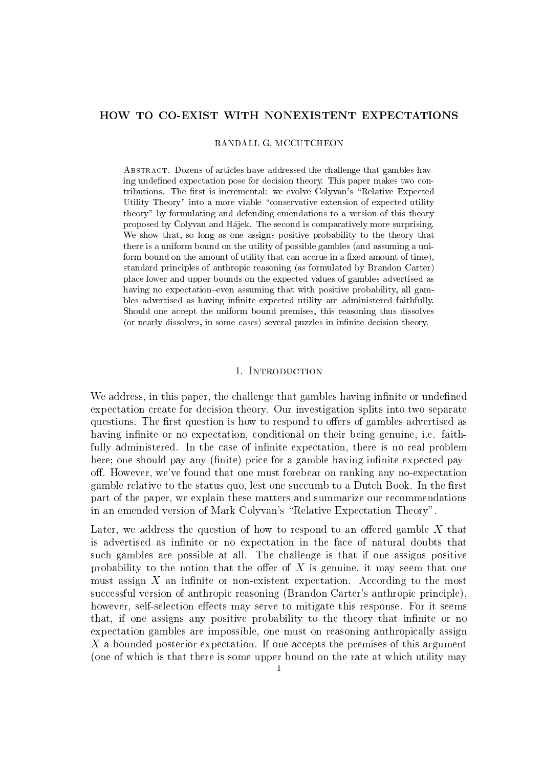# HOW TO CO-EXIST WITH NONEXISTENT EXPECTATIONS

RANDALL G. MCCUTCHEON

Abstract. Dozens of articles have addressed the challenge that gambles having undefined expectation pose for decision theory. This paper makes two contributions. The first is incremental: we evolve Colyvan's "Relative Expected Utility Theory" into a more viable "conservative extension of expected utility theory" by formulating and defending emendations to a version of this theory proposed by Colyvan and Hájek. The second is comparatively more surprising. We show that, so long as one assigns positive probability to the theory that there is a uniform bound on the utility of possible gambles (and assuming a uniform bound on the amount of utility that can accrue in a fixed amount of time), standard principles of anthropic reasoning (as formulated by Brandon Carter) place lower and upper bounds on the expected values of gambles advertised as having no expectation–even assuming that with positive probability, all gambles advertised as having infinite expected utility are administered faithfully. Should one accept the uniform bound premises, this reasoning thus dissolves (or nearly dissolves, in some cases) several puzzles in infinite decision theory.

## 1. Introduction

We address, in this paper, the challenge that gambles having infinite or undefined expectation create for decision theory. Our investigation splits into two separate questions. The first question is how to respond to offers of gambles advertised as having infinite or no expectation, conditional on their being genuine, i.e. faithfully administered. In the case of infinite expectation, there is no real problem here; one should pay any (finite) price for a gamble having infinite expected payoff. However, we've found that one must forebear on ranking any no-expectation gamble relative to the status quo, lest one succumb to a Dutch Book. In the first part of the paper, we explain these matters and summarize our recommendations in an emended version of Mark Colyvan's "Relative Expectation Theory".

Later, we address the question of how to respond to an offered gamble $X$ that is advertised as infinite or no expectation in the face of natural doubts that such gambles are possible at all. The challenge is that if one assigns positive probability to the notion that the offer of $X$ is genuine, it may seem that one must assign $X$ an infinite or non-existent expectation. According to the most successful version of anthropic reasoning (Brandon Carter's anthropic principle), however, self-selection effects may serve to mitigate this response. For it seems that, if one assigns any positive probability to the theory that infinite or no expectation gambles are impossible, one must on reasoning anthropically assign $X$ a bounded posterior expectation. If one accepts the premises of this argument (one of which is that there is some upper bound on the rate at which utility may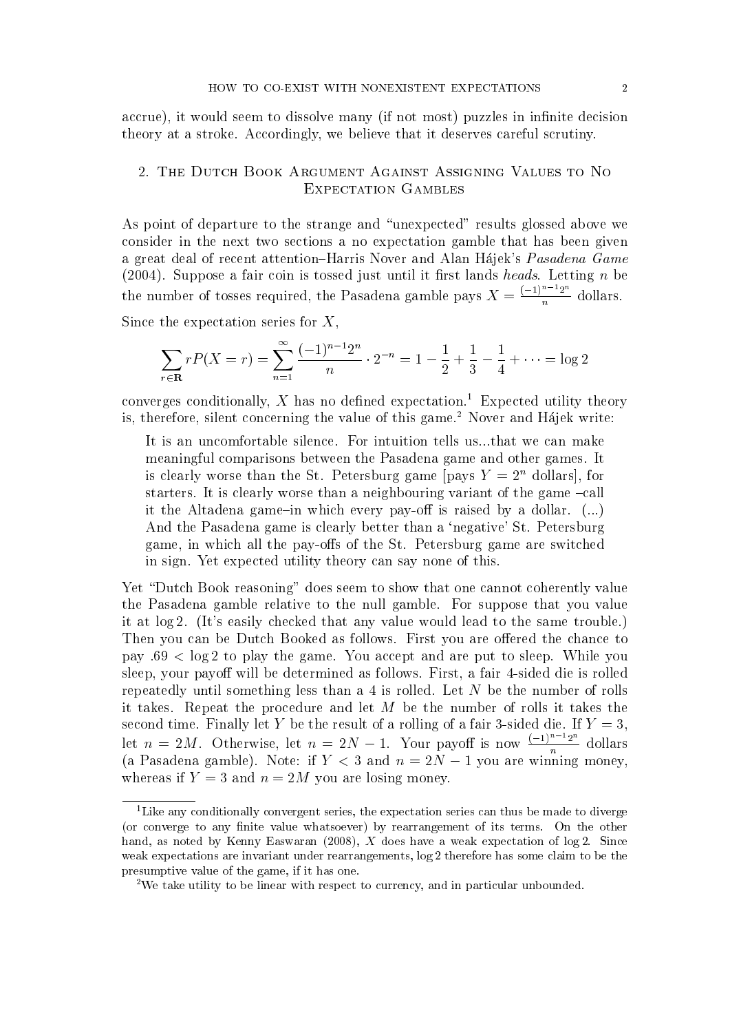accrue), it would seem to dissolve many (if not most) puzzles in infinite decision theory at a stroke. Accordingly, we believe that it deserves careful scrutiny.

## 2. The Dutch Book Argument Against Assigning Values to No Expectation Gambles

As point of departure to the strange and "unexpected" results glossed above we consider in the next two sections a no expectation gamble that has been given a great deal of recent attention–Harris Nover and Alan Hájek's *Pasadena Game* (2004). Suppose a fair coin is tossed just until it first lands *heads*. Letting $n$ be the number of tosses required, the Pasadena gamble pays $X = \frac{(-1)^{n-1}2^n}{n}$ dollars.

Since the expectation series for $X$,

$$\sum_{r \in \mathbf{R}} rP(X = r) = \sum_{n=1}^{\infty} \frac{(-1)^{n-1}2^n}{n} \cdot 2^{-n} = 1 - \frac{1}{2} + \frac{1}{3} - \frac{1}{4} + \cdots = \log 2$$

converges conditionally, $X$ has no defined expectation.[1] Expected utility theory is, therefore, silent concerning the value of this game.[2] Nover and Hájek write:

> It is an uncomfortable silence. For intuition tells us...that we can make meaningful comparisons between the Pasadena game and other games. It is clearly worse than the St. Petersburg game [pays $Y = 2^n$ dollars], for starters. It is clearly worse than a neighbouring variant of the game –call it the Altadena game–in which every pay-off is raised by a dollar. (...) And the Pasadena game is clearly better than a 'negative' St. Petersburg game, in which all the pay-offs of the St. Petersburg game are switched in sign. Yet expected utility theory can say none of this.

Yet "Dutch Book reasoning" does seem to show that one cannot coherently value the Pasadena gamble relative to the null gamble. For suppose that you value it at $\log 2$. (It's easily checked that any value would lead to the same trouble.) Then you can be Dutch Booked as follows. First you are offered the chance to pay $.69 < \log 2$ to play the game. You accept and are put to sleep. While you sleep, your payoff will be determined as follows. First, a fair 4-sided die is rolled repeatedly until something less than a 4 is rolled. Let $N$ be the number of rolls it takes. Repeat the procedure and let $M$ be the number of rolls it takes the second time. Finally let $Y$ be the result of a rolling of a fair 3-sided die. If $Y = 3$, let $n = 2M$. Otherwise, let $n = 2N - 1$. Your payoff is now $\frac{(-1)^{n-1}2^n}{n}$ dollars (a Pasadena gamble). Note: if $Y < 3$ and $n = 2N - 1$ you are winning money, whereas if $Y = 3$ and $n = 2M$ you are losing money.

---

[1] Like any conditionally convergent series, the expectation series can thus be made to diverge (or converge to any finite value whatsoever) by rearrangement of its terms. On the other hand, as noted by Kenny Easwaran (2008), $X$ does have a weak expectation of $\log 2$. Since weak expectations are invariant under rearrangements, $\log 2$ therefore has some claim to be the presumptive value of the game, if it has one.

[2] We take utility to be linear with respect to currency, and in particular unbounded.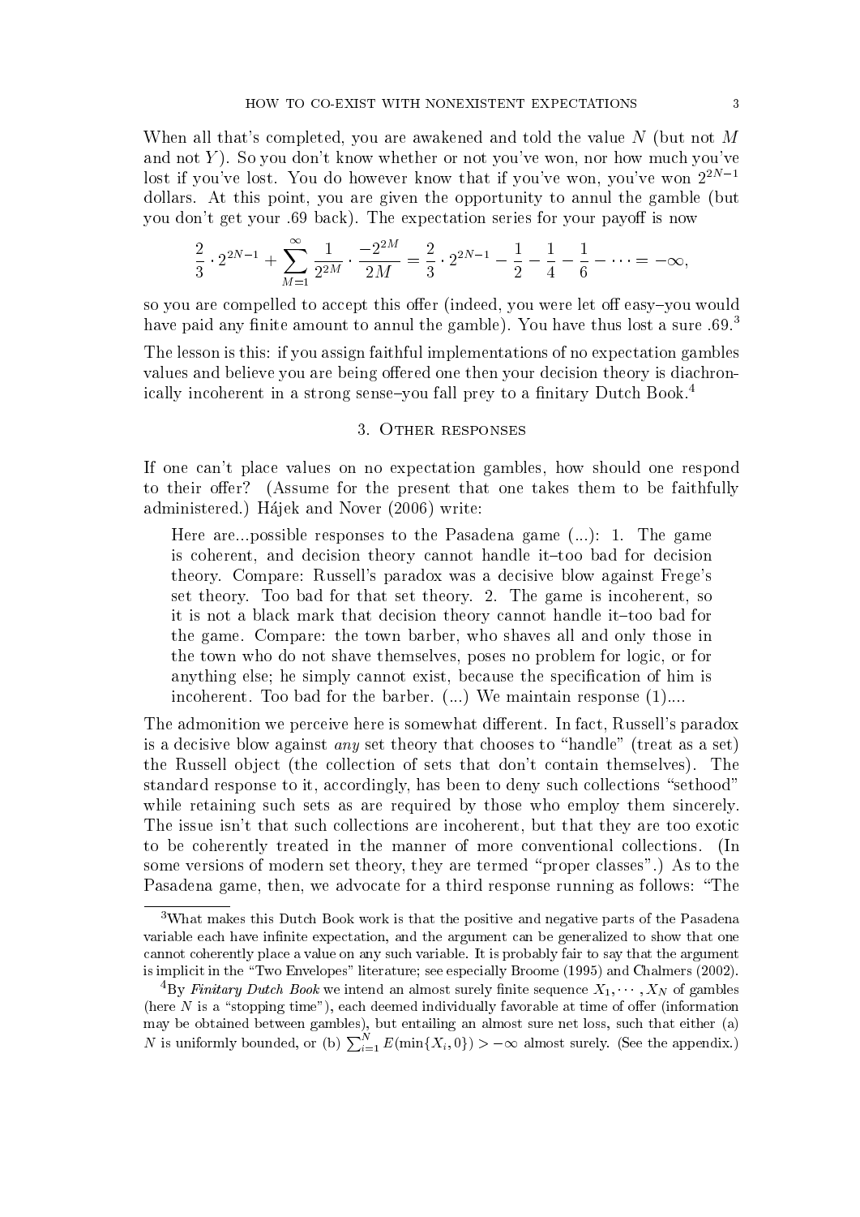When all that's completed, you are awakened and told the value $N$ (but not $M$ and not $Y$). So you don't know whether or not you've won, nor how much you've lost if you've lost. You do however know that if you've won, you've won $2^{2N-1}$ dollars. At this point, you are given the opportunity to annul the gamble (but you don't get your .69 back). The expectation series for your payoff is now

$$\frac{2}{3} \cdot 2^{2N-1} + \sum_{M=1}^{\infty} \frac{1}{2^{2M}} \cdot \frac{-2^{2M}}{2M} = \frac{2}{3} \cdot 2^{2N-1} - \frac{1}{2} - \frac{1}{4} - \frac{1}{6} - \cdots = -\infty,$$

so you are compelled to accept this offer (indeed, you were let off easy–you would have paid any finite amount to annul the gamble). You have thus lost a sure .69.[3]

The lesson is this: if you assign faithful implementations of no expectation gambles values and believe you are being offered one then your decision theory is diachronically incoherent in a strong sense–you fall prey to a finitary Dutch Book.[4]

## 3. Other responses

If one can't place values on no expectation gambles, how should one respond to their offer? (Assume for the present that one takes them to be faithfully administered.) Hájek and Nover (2006) write:

> Here are...possible responses to the Pasadena game (...): 1. The game is coherent, and decision theory cannot handle it–too bad for decision theory. Compare: Russell's paradox was a decisive blow against Frege's set theory. Too bad for that set theory. 2. The game is incoherent, so it is not a black mark that decision theory cannot handle it–too bad for the game. Compare: the town barber, who shaves all and only those in the town who do not shave themselves, poses no problem for logic, or for anything else; he simply cannot exist, because the specification of him is incoherent. Too bad for the barber. (...) We maintain response (1)....

The admonition we perceive here is somewhat different. In fact, Russell's paradox is a decisive blow against *any* set theory that chooses to "handle" (treat as a set) the Russell object (the collection of sets that don't contain themselves). The standard response to it, accordingly, has been to deny such collections "sethood" while retaining such sets as are required by those who employ them sincerely. The issue isn't that such collections are incoherent, but that they are too exotic to be coherently treated in the manner of more conventional collections. (In some versions of modern set theory, they are termed "proper classes".) As to the Pasadena game, then, we advocate for a third response running as follows: "The

---

[3] What makes this Dutch Book work is that the positive and negative parts of the Pasadena variable each have infinite expectation, and the argument can be generalized to show that one cannot coherently place a value on any such variable. It is probably fair to say that the argument is implicit in the "Two Envelopes" literature; see especially Broome (1995) and Chalmers (2002).

[4] By *Finitary Dutch Book* we intend an almost surely finite sequence $X_1, \cdots, X_N$ of gambles (here $N$ is a "stopping time"), each deemed individually favorable at time of offer (information may be obtained between gambles), but entailing an almost sure net loss, such that either (a) $N$ is uniformly bounded, or (b) $\sum_{i=1}^{N} E(\min\{X_i, 0\}) > -\infty$ almost surely. (See the appendix.)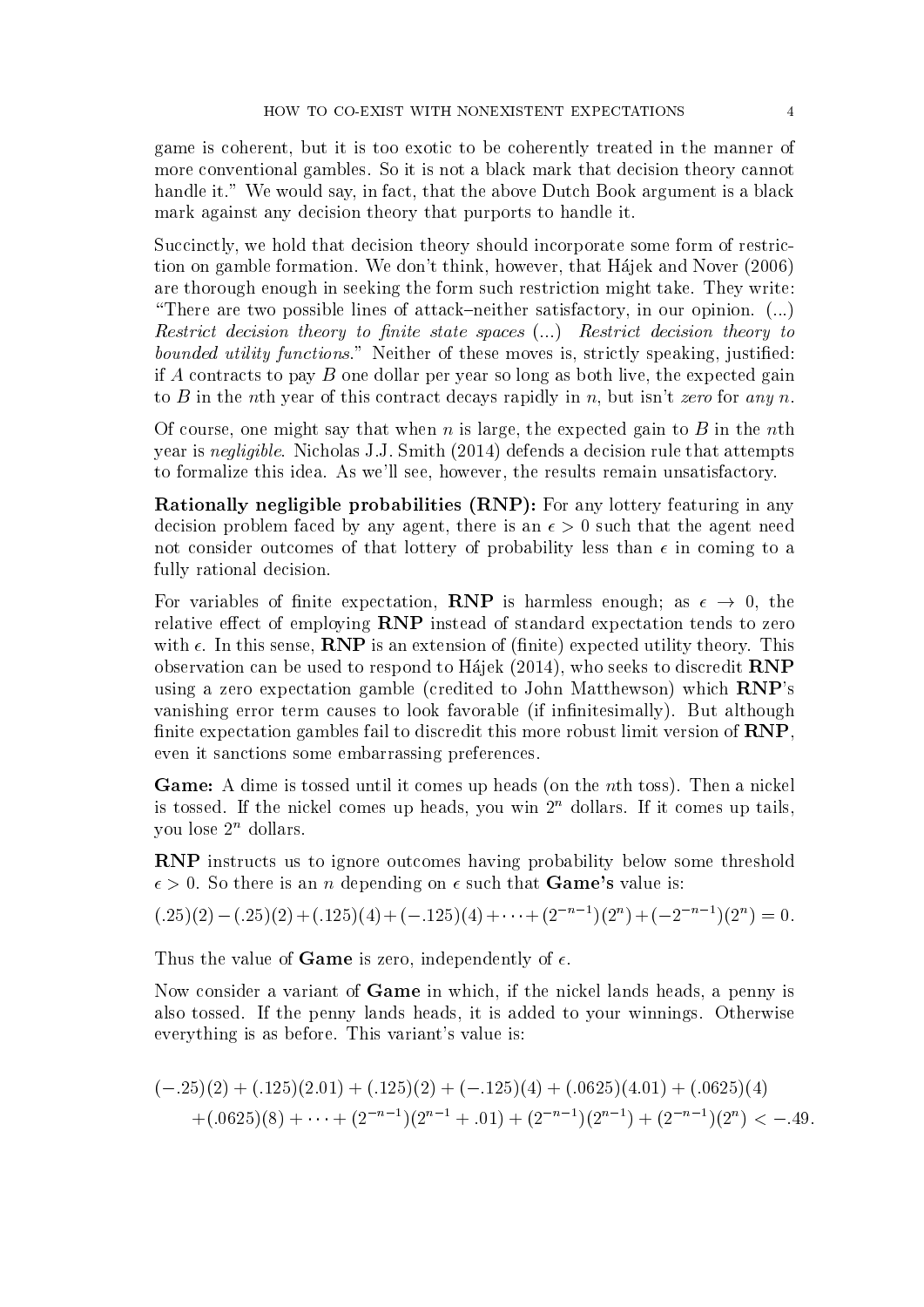game is coherent, but it is too exotic to be coherently treated in the manner of more conventional gambles. So it is not a black mark that decision theory cannot handle it." We would say, in fact, that the above Dutch Book argument is a black mark against any decision theory that purports to handle it.

Succinctly, we hold that decision theory should incorporate some form of restriction on gamble formation. We don't think, however, that Hájek and Nover (2006) are thorough enough in seeking the form such restriction might take. They write: "There are two possible lines of attack–neither satisfactory, in our opinion. (...) *Restrict decision theory to finite state spaces* (...) *Restrict decision theory to bounded utility functions*." Neither of these moves is, strictly speaking, justified: if $A$ contracts to pay $B$ one dollar per year so long as both live, the expected gain to $B$ in the $n$th year of this contract decays rapidly in $n$, but isn't *zero* for *any* $n$.

Of course, one might say that when $n$ is large, the expected gain to $B$ in the $n$th year is *negligible*. Nicholas J.J. Smith (2014) defends a decision rule that attempts to formalize this idea. As we'll see, however, the results remain unsatisfactory.

**Rationally negligible probabilities (RNP):** For any lottery featuring in any decision problem faced by any agent, there is an $\epsilon > 0$ such that the agent need not consider outcomes of that lottery of probability less than $\epsilon$ in coming to a fully rational decision.

For variables of finite expectation, **RNP** is harmless enough; as $\epsilon \to 0$, the relative effect of employing **RNP** instead of standard expectation tends to zero with $\epsilon$. In this sense, **RNP** is an extension of (finite) expected utility theory. This observation can be used to respond to Hájek (2014), who seeks to discredit **RNP** using a zero expectation gamble (credited to John Matthewson) which **RNP**'s vanishing error term causes to look favorable (if infinitesimally). But although finite expectation gambles fail to discredit this more robust limit version of **RNP**, even it sanctions some embarrassing preferences.

**Game:** A dime is tossed until it comes up heads (on the $n$th toss). Then a nickel is tossed. If the nickel comes up heads, you win $2^n$ dollars. If it comes up tails, you lose $2^n$ dollars.

**RNP** instructs us to ignore outcomes having probability below some threshold $\epsilon > 0$. So there is an $n$ depending on $\epsilon$ such that **Game's** value is:

$$(.25)(2) - (.25)(2) + (.125)(4) + (-.125)(4) + \cdots + (2^{-n-1})(2^n) + (-2^{-n-1})(2^n) = 0.$$

Thus the value of **Game** is zero, independently of $\epsilon$.

Now consider a variant of **Game** in which, if the nickel lands heads, a penny is also tossed. If the penny lands heads, it is added to your winnings. Otherwise everything is as before. This variant's value is:

$$(-.25)(2) + (.125)(2.01) + (.125)(2) + (-.125)(4) + (.0625)(4.01) + (.0625)(4) \\ + (.0625)(8) + \cdots + (2^{-n-1})(2^{n-1} + .01) + (2^{-n-1})(2^{n-1}) + (2^{-n-1})(2^n) < -.49.$$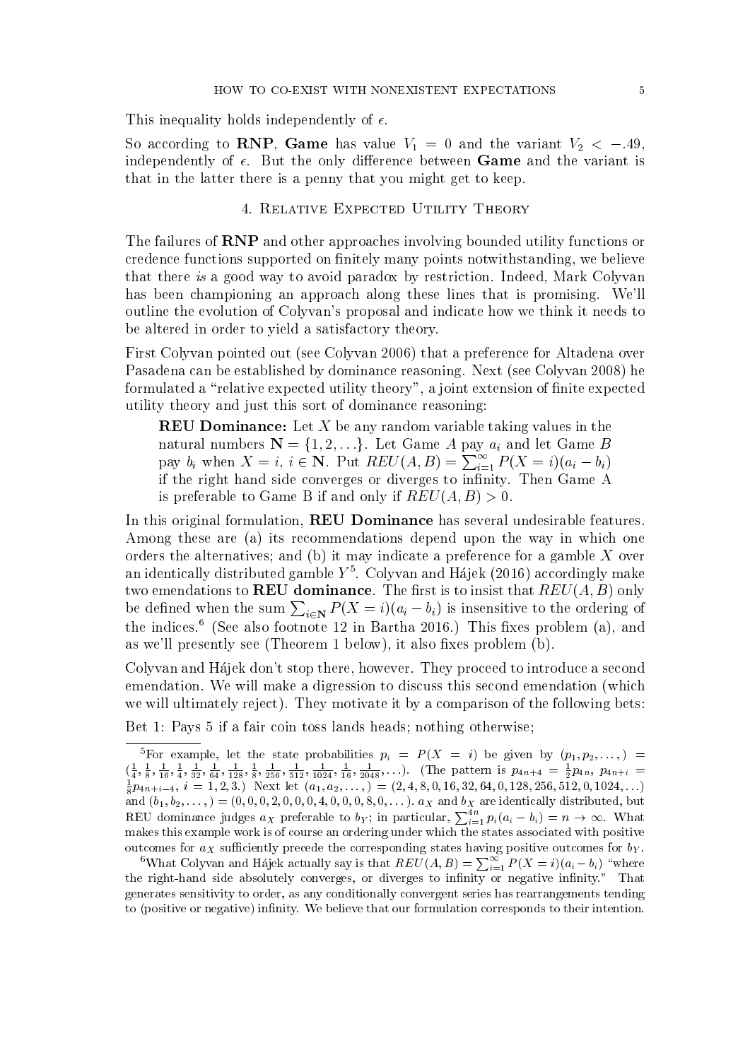This inequality holds independently of $\epsilon$.

So according to **RNP**, **Game** has value $V_1 = 0$ and the variant $V_2 < -.49$, independently of $\epsilon$. But the only difference between **Game** and the variant is that in the latter there is a penny that you might get to keep.

## 4. Relative Expected Utility Theory

The failures of **RNP** and other approaches involving bounded utility functions or credence functions supported on finitely many points notwithstanding, we believe that there *is* a good way to avoid paradox by restriction. Indeed, Mark Colyvan has been championing an approach along these lines that is promising. We'll outline the evolution of Colyvan's proposal and indicate how we think it needs to be altered in order to yield a satisfactory theory.

First Colyvan pointed out (see Colyvan 2006) that a preference for Altadena over Pasadena can be established by dominance reasoning. Next (see Colyvan 2008) he formulated a "relative expected utility theory", a joint extension of finite expected utility theory and just this sort of dominance reasoning:

> **REU Dominance:** Let $X$ be any random variable taking values in the natural numbers $\mathbf{N} = \{1, 2, \ldots\}$. Let Game $A$ pay $a_i$ and let Game $B$ pay $b_i$ when $X = i$, $i \in \mathbf{N}$. Put $REU(A, B) = \sum_{i=1}^{\infty} P(X = i)(a_i - b_i)$ if the right hand side converges or diverges to infinity. Then Game A is preferable to Game B if and only if $REU(A, B) > 0$.

In this original formulation, **REU Dominance** has several undesirable features. Among these are (a) its recommendations depend upon the way in which one orders the alternatives; and (b) it may indicate a preference for a gamble $X$ over an identically distributed gamble $Y$[5]. Colyvan and Hájek (2016) accordingly make two emendations to **REU dominance**. The first is to insist that $REU(A, B)$ only be defined when the sum $\sum_{i \in \mathbf{N}} P(X = i)(a_i - b_i)$ is insensitive to the ordering of the indices.[6] (See also footnote 12 in Bartha 2016.) This fixes problem (a), and as we'll presently see (Theorem 1 below), it also fixes problem (b).

Colyvan and Hájek don't stop there, however. They proceed to introduce a second emendation. We will make a digression to discuss this second emendation (which we will ultimately reject). They motivate it by a comparison of the following bets:

Bet 1: Pays 5 if a fair coin toss lands heads; nothing otherwise;

---

[5] For example, let the state probabilities $p_i = P(X = i)$ be given by $(p_1, p_2, \ldots,) = (\frac{1}{4}, \frac{1}{8}, \frac{1}{16}, \frac{1}{4}, \frac{1}{32}, \frac{1}{64}, \frac{1}{128}, \frac{1}{8}, \frac{1}{256}, \frac{1}{512}, \frac{1}{1024}, \frac{1}{16}, \frac{1}{2048}, \ldots)$. (The pattern is $p_{4n+4} = \frac{1}{2}p_{4n}$, $p_{4n+i} = \frac{1}{8}p_{4n+i-4}$, $i = 1, 2, 3$.) Next let $(a_1, a_2, \ldots,) = (2, 4, 8, 0, 16, 32, 64, 0, 128, 256, 512, 0, 1024, \ldots)$ and $(b_1, b_2, \ldots,) = (0, 0, 0, 2, 0, 0, 0, 4, 0, 0, 0, 8, 0, \ldots)$. $a_X$ and $b_X$ are identically distributed, but REU dominance judges $a_X$ preferable to $b_Y$; in particular, $\sum_{i=1}^{4n} p_i(a_i - b_i) = n \to \infty$. What makes this example work is of course an ordering under which the states associated with positive outcomes for $a_X$ sufficiently precede the corresponding states having positive outcomes for $b_Y$.

[6] What Colyvan and Hájek actually say is that $REU(A, B) = \sum_{i=1}^{\infty} P(X = i)(a_i - b_i)$ "where the right-hand side absolutely converges, or diverges to infinity or negative infinity." That generates sensitivity to order, as any conditionally convergent series has rearrangements tending to (positive or negative) infinity. We believe that our formulation corresponds to their intention.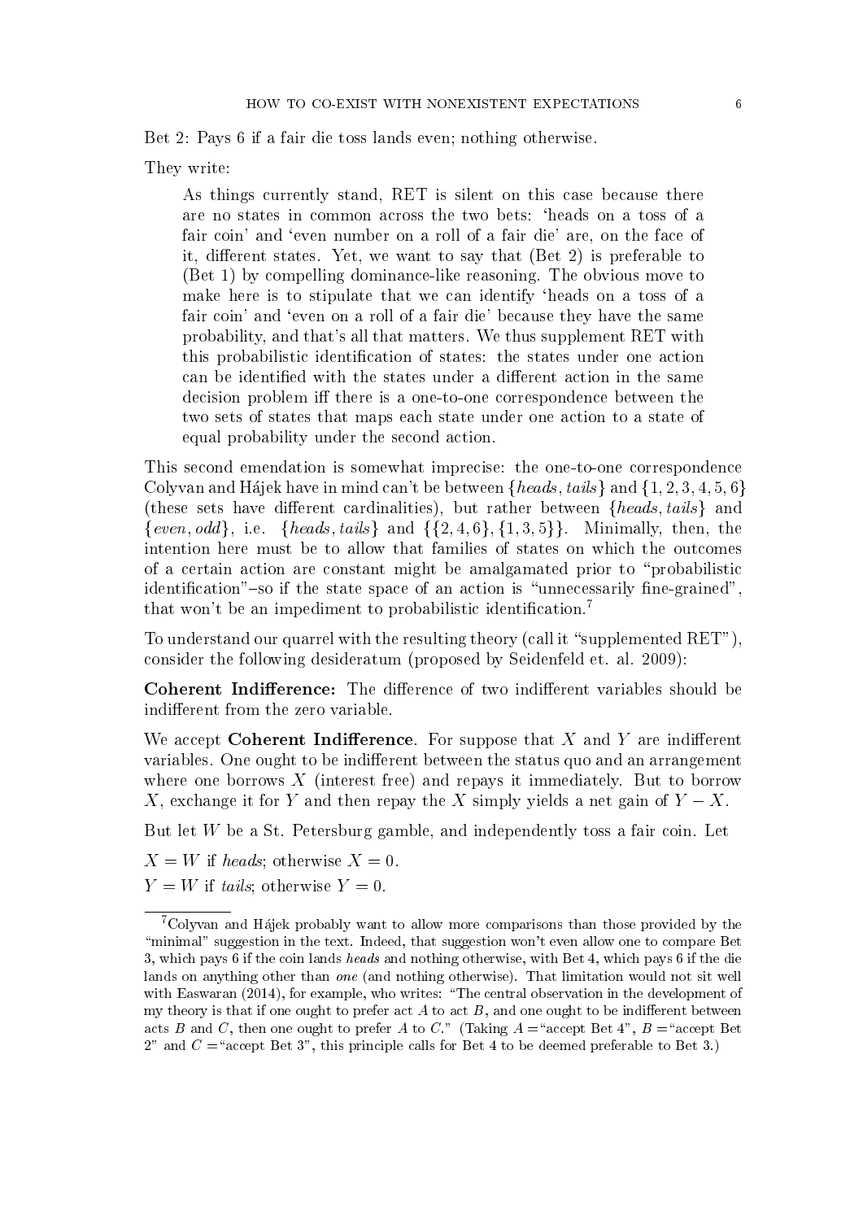Bet 2: Pays 6 if a fair die toss lands even; nothing otherwise.

They write:

> As things currently stand, RET is silent on this case because there are no states in common across the two bets: 'heads on a toss of a fair coin' and 'even number on a roll of a fair die' are, on the face of it, different states. Yet, we want to say that (Bet 2) is preferable to (Bet 1) by compelling dominance-like reasoning. The obvious move to make here is to stipulate that we can identify 'heads on a toss of a fair coin' and 'even on a roll of a fair die' because they have the same probability, and that's all that matters. We thus supplement RET with this probabilistic identification of states: the states under one action can be identified with the states under a different action in the same decision problem iff there is a one-to-one correspondence between the two sets of states that maps each state under one action to a state of equal probability under the second action.

This second emendation is somewhat imprecise: the one-to-one correspondence Colyvan and Hájek have in mind can't be between $\{heads, tails\}$ and $\{1, 2, 3, 4, 5, 6\}$ (these sets have different cardinalities), but rather between $\{heads, tails\}$ and $\{even, odd\}$, i.e. $\{heads, tails\}$ and $\{\{2, 4, 6\}, \{1, 3, 5\}\}$. Minimally, then, the intention here must be to allow that families of states on which the outcomes of a certain action are constant might be amalgamated prior to "probabilistic identification"–so if the state space of an action is "unnecessarily fine-grained", that won't be an impediment to probabilistic identification.[7]

To understand our quarrel with the resulting theory (call it "supplemented RET"), consider the following desideratum (proposed by Seidenfeld et. al. 2009):

**Coherent Indifference:** The difference of two indifferent variables should be indifferent from the zero variable.

We accept **Coherent Indifference**. For suppose that $X$ and $Y$ are indifferent variables. One ought to be indifferent between the status quo and an arrangement where one borrows $X$ (interest free) and repays it immediately. But to borrow $X$, exchange it for $Y$ and then repay the $X$ simply yields a net gain of $Y - X$.

But let $W$ be a St. Petersburg gamble, and independently toss a fair coin. Let

$X = W$ if *heads*; otherwise $X = 0$.

$Y = W$ if *tails*; otherwise $Y = 0$.

---

[7] Colyvan and Hájek probably want to allow more comparisons than those provided by the "minimal" suggestion in the text. Indeed, that suggestion won't even allow one to compare Bet 3, which pays 6 if the coin lands *heads* and nothing otherwise, with Bet 4, which pays 6 if the die lands on anything other than *one* (and nothing otherwise). That limitation would not sit well with Easwaran (2014), for example, who writes: "The central observation in the development of my theory is that if one ought to prefer act $A$ to act $B$, and one ought to be indifferent between acts $B$ and $C$, then one ought to prefer $A$ to $C$." (Taking $A =$ "accept Bet 4", $B =$ "accept Bet 2" and $C =$ "accept Bet 3", this principle calls for Bet 4 to be deemed preferable to Bet 3.)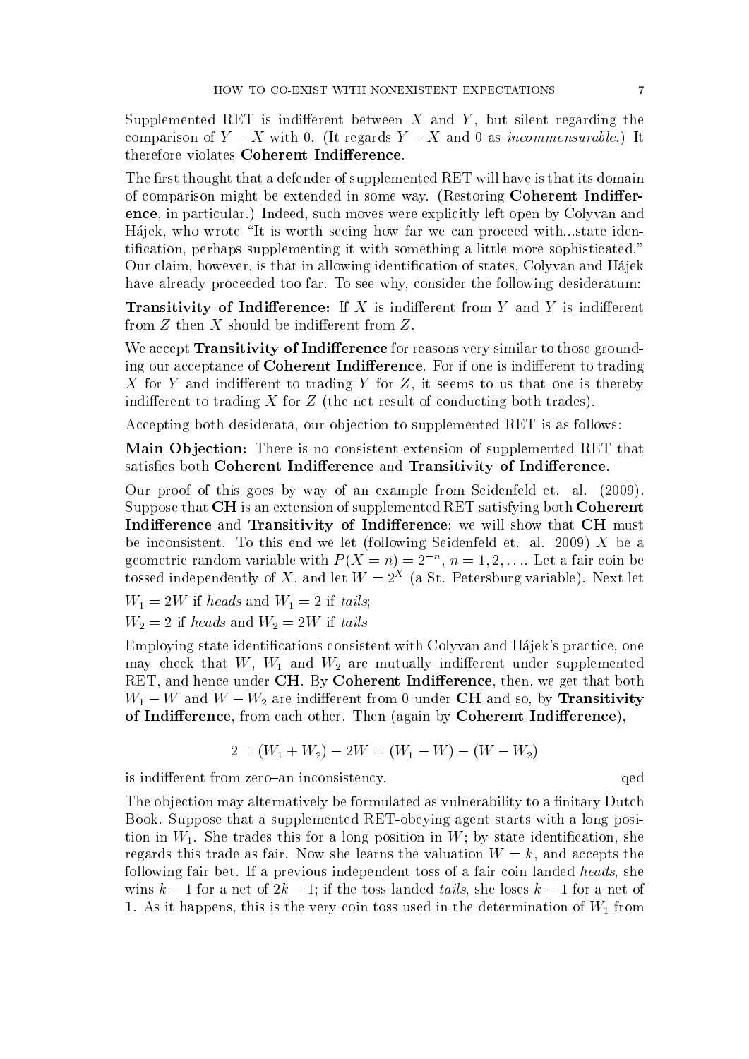Supplemented RET is indifferent between $X$ and $Y$, but silent regarding the comparison of $Y - X$ with 0. (It regards $Y - X$ and 0 as *incommensurable*.) It therefore violates **Coherent Indifference**.

The first thought that a defender of supplemented RET will have is that its domain of comparison might be extended in some way. (Restoring **Coherent Indifference**, in particular.) Indeed, such moves were explicitly left open by Colyvan and Hájek, who wrote "It is worth seeing how far we can proceed with...state identification, perhaps supplementing it with something a little more sophisticated." Our claim, however, is that in allowing identification of states, Colyvan and Hájek have already proceeded too far. To see why, consider the following desideratum:

**Transitivity of Indifference:** If $X$ is indifferent from $Y$ and $Y$ is indifferent from $Z$ then $X$ should be indifferent from $Z$.

We accept **Transitivity of Indifference** for reasons very similar to those grounding our acceptance of **Coherent Indifference**. For if one is indifferent to trading $X$ for $Y$ and indifferent to trading $Y$ for $Z$, it seems to us that one is thereby indifferent to trading $X$ for $Z$ (the net result of conducting both trades).

Accepting both desiderata, our objection to supplemented RET is as follows:

**Main Objection:** There is no consistent extension of supplemented RET that satisfies both **Coherent Indifference** and **Transitivity of Indifference**.

Our proof of this goes by way of an example from Seidenfeld et. al. (2009). Suppose that **CH** is an extension of supplemented RET satisfying both **Coherent Indifference** and **Transitivity of Indifference**; we will show that **CH** must be inconsistent. To this end we let (following Seidenfeld et. al. 2009) $X$ be a geometric random variable with $P(X = n) = 2^{-n}$, $n = 1, 2, \ldots$. Let a fair coin be tossed independently of $X$, and let $W = 2^X$ (a St. Petersburg variable). Next let

$W_1 = 2W$ if *heads* and $W_1 = 2$ if *tails*;

$W_2 = 2$ if *heads* and $W_2 = 2W$ if *tails*

Employing state identifications consistent with Colyvan and Hájek's practice, one may check that $W$, $W_1$ and $W_2$ are mutually indifferent under supplemented RET, and hence under **CH**. By **Coherent Indifference**, then, we get that both $W_1 - W$ and $W - W_2$ are indifferent from 0 under **CH** and so, by **Transitivity of Indifference**, from each other. Then (again by **Coherent Indifference**),

$$2 = (W_1 + W_2) - 2W = (W_1 - W) - (W - W_2)$$

is indifferent from zero–an inconsistency. qed

The objection may alternatively be formulated as vulnerability to a finitary Dutch Book. Suppose that a supplemented RET-obeying agent starts with a long position in $W_1$. She trades this for a long position in $W$; by state identification, she regards this trade as fair. Now she learns the valuation $W = k$, and accepts the following fair bet. If a previous independent toss of a fair coin landed *heads*, she wins $k - 1$ for a net of $2k - 1$; if the toss landed *tails*, she loses $k - 1$ for a net of 1. As it happens, this is the very coin toss used in the determination of $W_1$ from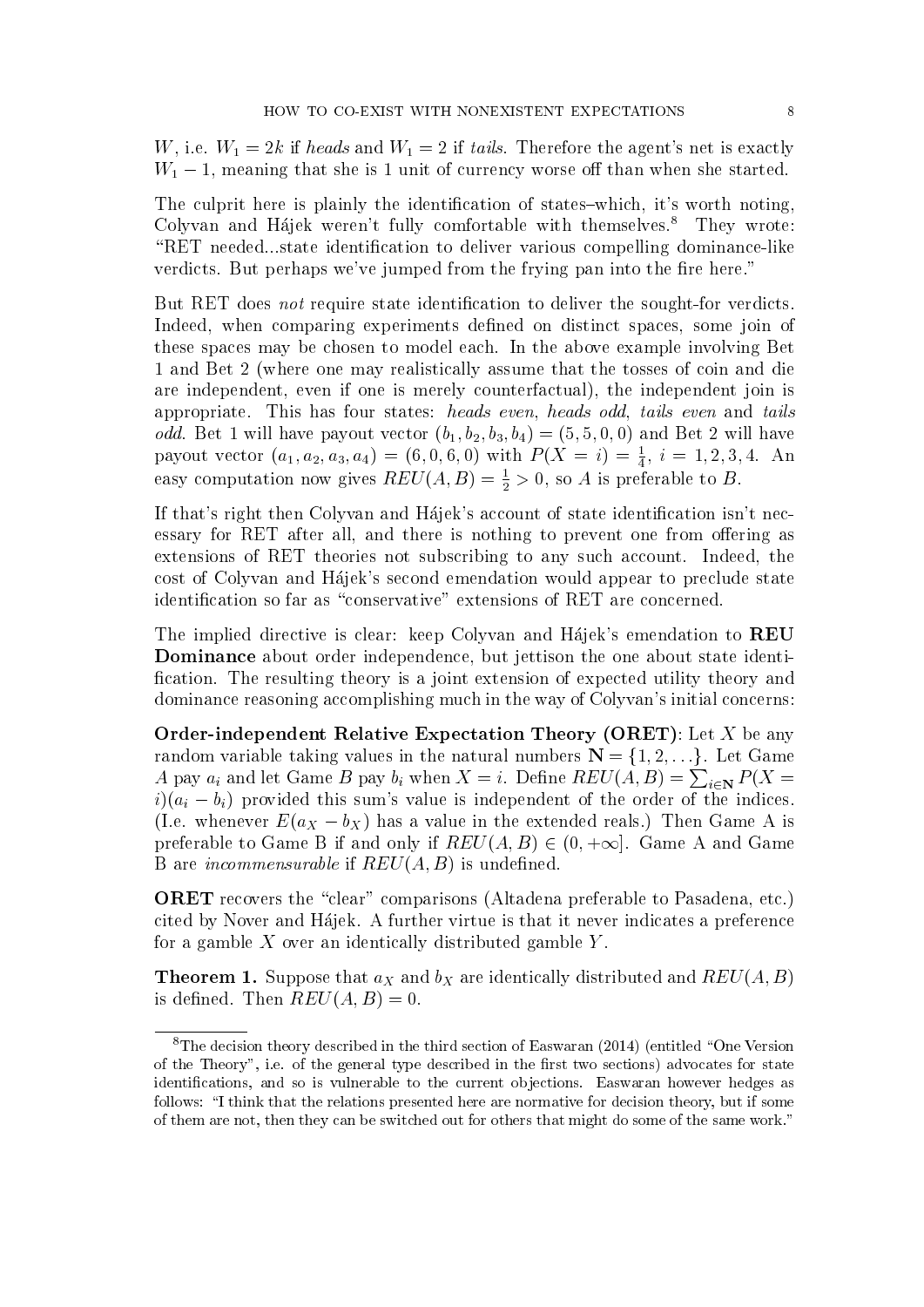$W$, i.e. $W_1 = 2k$ if *heads* and $W_1 = 2$ if *tails*. Therefore the agent's net is exactly $W_1 - 1$, meaning that she is 1 unit of currency worse off than when she started.

The culprit here is plainly the identification of states–which, it's worth noting, Colyvan and Hájek weren't fully comfortable with themselves.[8] They wrote: "RET needed...state identification to deliver various compelling dominance-like verdicts. But perhaps we've jumped from the frying pan into the fire here."

But RET does *not* require state identification to deliver the sought-for verdicts. Indeed, when comparing experiments defined on distinct spaces, some join of these spaces may be chosen to model each. In the above example involving Bet 1 and Bet 2 (where one may realistically assume that the tosses of coin and die are independent, even if one is merely counterfactual), the independent join is appropriate. This has four states: *heads even*, *heads odd*, *tails even* and *tails odd*. Bet 1 will have payout vector $(b_1, b_2, b_3, b_4) = (5, 5, 0, 0)$ and Bet 2 will have payout vector $(a_1, a_2, a_3, a_4) = (6, 0, 6, 0)$ with $P(X = i) = \frac{1}{4}$, $i = 1, 2, 3, 4$. An easy computation now gives $REU(A, B) = \frac{1}{2} > 0$, so $A$ is preferable to $B$.

If that's right then Colyvan and Hájek's account of state identification isn't necessary for RET after all, and there is nothing to prevent one from offering as extensions of RET theories not subscribing to any such account. Indeed, the cost of Colyvan and Hájek's second emendation would appear to preclude state identification so far as "conservative" extensions of RET are concerned.

The implied directive is clear: keep Colyvan and Hájek's emendation to **REU Dominance** about order independence, but jettison the one about state identification. The resulting theory is a joint extension of expected utility theory and dominance reasoning accomplishing much in the way of Colyvan's initial concerns:

**Order-independent Relative Expectation Theory (ORET)**: Let $X$ be any random variable taking values in the natural numbers $\mathbf{N} = \{1, 2, \ldots\}$. Let Game $A$ pay $a_i$ and let Game $B$ pay $b_i$ when $X = i$. Define $REU(A, B) = \sum_{i \in \mathbf{N}} P(X = i)(a_i - b_i)$ provided this sum's value is independent of the order of the indices. (I.e. whenever $E(a_X - b_X)$ has a value in the extended reals.) Then Game A is preferable to Game B if and only if $REU(A, B) \in (0, +\infty]$. Game A and Game B are *incommensurable* if $REU(A, B)$ is undefined.

**ORET** recovers the "clear" comparisons (Altadena preferable to Pasadena, etc.) cited by Nover and Hájek. A further virtue is that it never indicates a preference for a gamble $X$ over an identically distributed gamble $Y$.

**Theorem 1.** Suppose that $a_X$ and $b_X$ are identically distributed and $REU(A, B)$ is defined. Then $REU(A, B) = 0$.

[8] The decision theory described in the third section of Easwaran (2014) (entitled "One Version of the Theory", i.e. of the general type described in the first two sections) advocates for state identifications, and so is vulnerable to the current objections. Easwaran however hedges as follows: "I think that the relations presented here are normative for decision theory, but if some of them are not, then they can be switched out for others that might do some of the same work."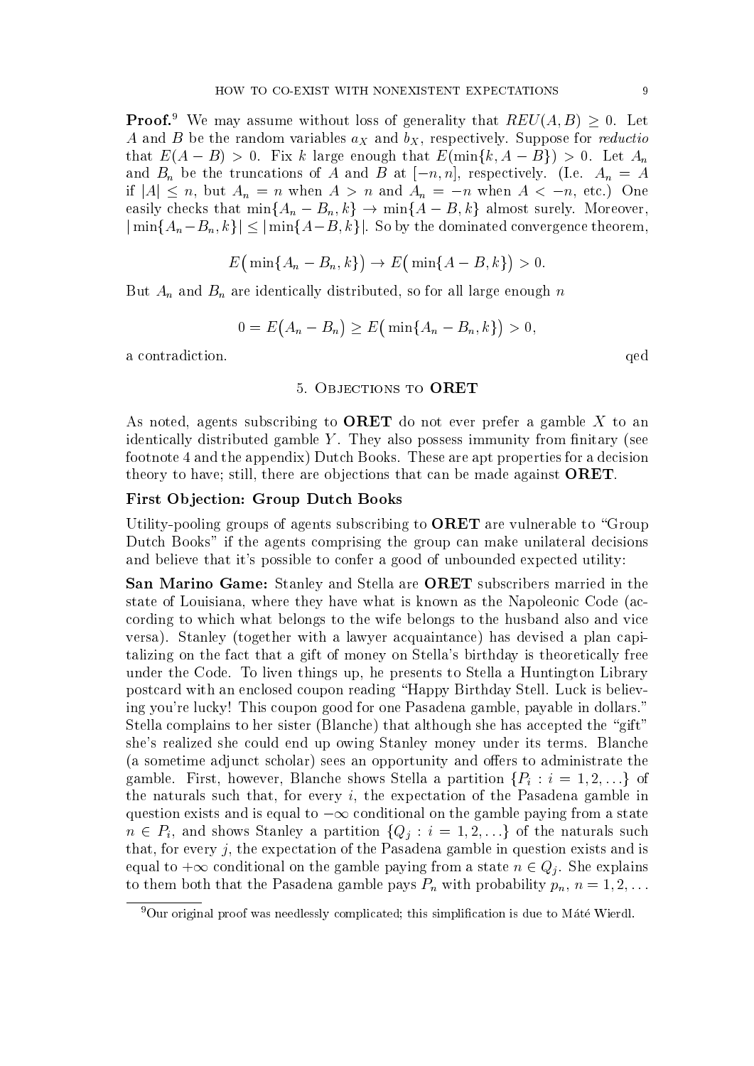**Proof.**[9] We may assume without loss of generality that $REU(A, B) \geq 0$. Let $A$ and $B$ be the random variables $a_X$ and $b_X$, respectively. Suppose for *reductio* that $E(A - B) > 0$. Fix $k$ large enough that $E(\min\{k, A - B\}) > 0$. Let $A_n$ and $B_n$ be the truncations of $A$ and $B$ at $[-n, n]$, respectively. (I.e. $A_n = A$ if $|A| \leq n$, but $A_n = n$ when $A > n$ and $A_n = -n$ when $A < -n$, etc.) One easily checks that $\min\{A_n - B_n, k\} \to \min\{A - B, k\}$ almost surely. Moreover, $|\min\{A_n - B_n, k\}| \leq |\min\{A - B, k\}|$. So by the dominated convergence theorem,

$$E\big(\min\{A_n - B_n, k\}\big) \to E\big(\min\{A - B, k\}\big) > 0.$$

But $A_n$ and $B_n$ are identically distributed, so for all large enough $n$

$$0 = E\big(A_n - B_n\big) \geq E\big(\min\{A_n - B_n, k\}\big) > 0,$$

a contradiction. qed

## 5. Objections to **ORET**

As noted, agents subscribing to **ORET** do not ever prefer a gamble $X$ to an identically distributed gamble $Y$. They also possess immunity from finitary (see footnote 4 and the appendix) Dutch Books. These are apt properties for a decision theory to have; still, there are objections that can be made against **ORET**.

### First Objection: Group Dutch Books

Utility-pooling groups of agents subscribing to **ORET** are vulnerable to "Group Dutch Books" if the agents comprising the group can make unilateral decisions and believe that it's possible to confer a good of unbounded expected utility:

**San Marino Game:** Stanley and Stella are **ORET** subscribers married in the state of Louisiana, where they have what is known as the Napoleonic Code (according to which what belongs to the wife belongs to the husband also and vice versa). Stanley (together with a lawyer acquaintance) has devised a plan capitalizing on the fact that a gift of money on Stella's birthday is theoretically free under the Code. To liven things up, he presents to Stella a Huntington Library postcard with an enclosed coupon reading "Happy Birthday Stell. Luck is believing you're lucky! This coupon good for one Pasadena gamble, payable in dollars." Stella complains to her sister (Blanche) that although she has accepted the "gift" she's realized she could end up owing Stanley money under its terms. Blanche (a sometime adjunct scholar) sees an opportunity and offers to administrate the gamble. First, however, Blanche shows Stella a partition $\{P_i : i = 1, 2, \ldots\}$ of the naturals such that, for every $i$, the expectation of the Pasadena gamble in question exists and is equal to $-\infty$ conditional on the gamble paying from a state $n \in P_i$, and shows Stanley a partition $\{Q_j : i = 1, 2, \ldots\}$ of the naturals such that, for every $j$, the expectation of the Pasadena gamble in question exists and is equal to $+\infty$ conditional on the gamble paying from a state $n \in Q_j$. She explains to them both that the Pasadena gamble pays $P_n$ with probability $p_n$, $n = 1, 2, \ldots$

[9] Our original proof was needlessly complicated; this simplification is due to Máté Wierdl.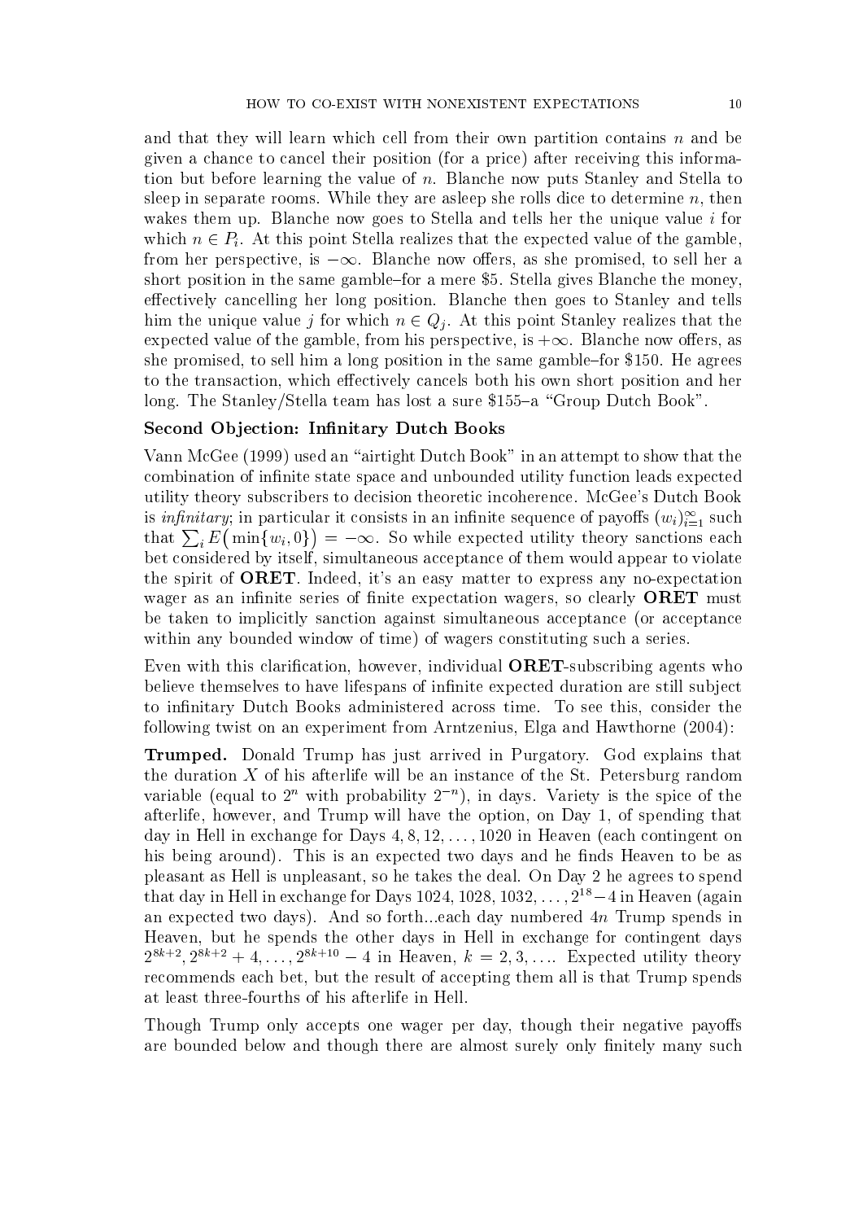and that they will learn which cell from their own partition contains $n$ and be given a chance to cancel their position (for a price) after receiving this information but before learning the value of $n$. Blanche now puts Stanley and Stella to sleep in separate rooms. While they are asleep she rolls dice to determine $n$, then wakes them up. Blanche now goes to Stella and tells her the unique value $i$ for which $n \in P_i$. At this point Stella realizes that the expected value of the gamble, from her perspective, is $-\infty$. Blanche now offers, as she promised, to sell her a short position in the same gamble–for a mere \$5. Stella gives Blanche the money, effectively cancelling her long position. Blanche then goes to Stanley and tells him the unique value $j$ for which $n \in Q_j$. At this point Stanley realizes that the expected value of the gamble, from his perspective, is $+\infty$. Blanche now offers, as she promised, to sell him a long position in the same gamble–for \$150. He agrees to the transaction, which effectively cancels both his own short position and her long. The Stanley/Stella team has lost a sure \$155–a "Group Dutch Book".

**Second Objection: Infinitary Dutch Books**

Vann McGee (1999) used an "airtight Dutch Book" in an attempt to show that the combination of infinite state space and unbounded utility function leads expected utility theory subscribers to decision theoretic incoherence. McGee's Dutch Book is *infinitary*; in particular it consists in an infinite sequence of payoffs $(w_i)_{i=1}^{\infty}$ such that $\sum_i E\big(\min\{w_i, 0\}\big) = -\infty$. So while expected utility theory sanctions each bet considered by itself, simultaneous acceptance of them would appear to violate the spirit of **ORET**. Indeed, it's an easy matter to express any no-expectation wager as an infinite series of finite expectation wagers, so clearly **ORET** must be taken to implicitly sanction against simultaneous acceptance (or acceptance within any bounded window of time) of wagers constituting such a series.

Even with this clarification, however, individual **ORET**-subscribing agents who believe themselves to have lifespans of infinite expected duration are still subject to infinitary Dutch Books administered across time. To see this, consider the following twist on an experiment from Arntzenius, Elga and Hawthorne (2004):

**Trumped.** Donald Trump has just arrived in Purgatory. God explains that the duration $X$ of his afterlife will be an instance of the St. Petersburg random variable (equal to $2^n$ with probability $2^{-n}$), in days. Variety is the spice of the afterlife, however, and Trump will have the option, on Day 1, of spending that day in Hell in exchange for Days $4, 8, 12, \ldots, 1020$ in Heaven (each contingent on his being around). This is an expected two days and he finds Heaven to be as pleasant as Hell is unpleasant, so he takes the deal. On Day 2 he agrees to spend that day in Hell in exchange for Days $1024, 1028, 1032, \ldots, 2^{18}-4$ in Heaven (again an expected two days). And so forth...each day numbered $4n$ Trump spends in Heaven, but he spends the other days in Hell in exchange for contingent days $2^{8k+2}, 2^{8k+2}+4, \ldots, 2^{8k+10}-4$ in Heaven, $k = 2, 3, \ldots$. Expected utility theory recommends each bet, but the result of accepting them all is that Trump spends at least three-fourths of his afterlife in Hell.

Though Trump only accepts one wager per day, though their negative payoffs are bounded below and though there are almost surely only finitely many such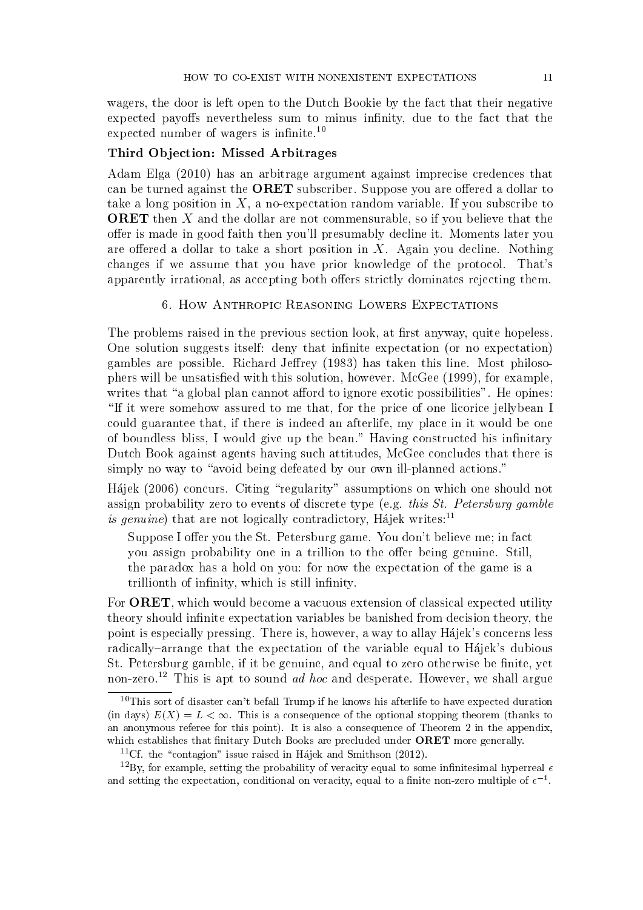wagers, the door is left open to the Dutch Bookie by the fact that their negative expected payoffs nevertheless sum to minus infinity, due to the fact that the expected number of wagers is infinite.[10]

**Third Objection: Missed Arbitrages**

Adam Elga (2010) has an arbitrage argument against imprecise credences that can be turned against the **ORET** subscriber. Suppose you are offered a dollar to take a long position in $X$, a no-expectation random variable. If you subscribe to **ORET** then $X$ and the dollar are not commensurable, so if you believe that the offer is made in good faith then you'll presumably decline it. Moments later you are offered a dollar to take a short position in $X$. Again you decline. Nothing changes if we assume that you have prior knowledge of the protocol. That's apparently irrational, as accepting both offers strictly dominates rejecting them.

## 6. How Anthropic Reasoning Lowers Expectations

The problems raised in the previous section look, at first anyway, quite hopeless. One solution suggests itself: deny that infinite expectation (or no expectation) gambles are possible. Richard Jeffrey (1983) has taken this line. Most philosophers will be unsatisfied with this solution, however. McGee (1999), for example, writes that "a global plan cannot afford to ignore exotic possibilities". He opines: "If it were somehow assured to me that, for the price of one licorice jellybean I could guarantee that, if there is indeed an afterlife, my place in it would be one of boundless bliss, I would give up the bean." Having constructed his infinitary Dutch Book against agents having such attitudes, McGee concludes that there is simply no way to "avoid being defeated by our own ill-planned actions."

Hájek (2006) concurs. Citing "regularity" assumptions on which one should not assign probability zero to events of discrete type (e.g. *this St. Petersburg gamble is genuine*) that are not logically contradictory, Hájek writes:[11]

> Suppose I offer you the St. Petersburg game. You don't believe me; in fact you assign probability one in a trillion to the offer being genuine. Still, the paradox has a hold on you: for now the expectation of the game is a trillionth of infinity, which is still infinity.

For **ORET**, which would become a vacuous extension of classical expected utility theory should infinite expectation variables be banished from decision theory, the point is especially pressing. There is, however, a way to allay Hájek's concerns less radically–arrange that the expectation of the variable equal to Hájek's dubious St. Petersburg gamble, if it be genuine, and equal to zero otherwise be finite, yet non-zero.[12] This is apt to sound *ad hoc* and desperate. However, we shall argue

[10] This sort of disaster can't befall Trump if he knows his afterlife to have expected duration (in days) $E(X) = L < \infty$. This is a consequence of the optional stopping theorem (thanks to an anonymous referee for this point). It is also a consequence of Theorem 2 in the appendix, which establishes that finitary Dutch Books are precluded under **ORET** more generally.

[11] Cf. the "contagion" issue raised in Hájek and Smithson (2012).

[12] By, for example, setting the probability of veracity equal to some infinitesimal hyperreal $\epsilon$ and setting the expectation, conditional on veracity, equal to a finite non-zero multiple of $\epsilon^{-1}$.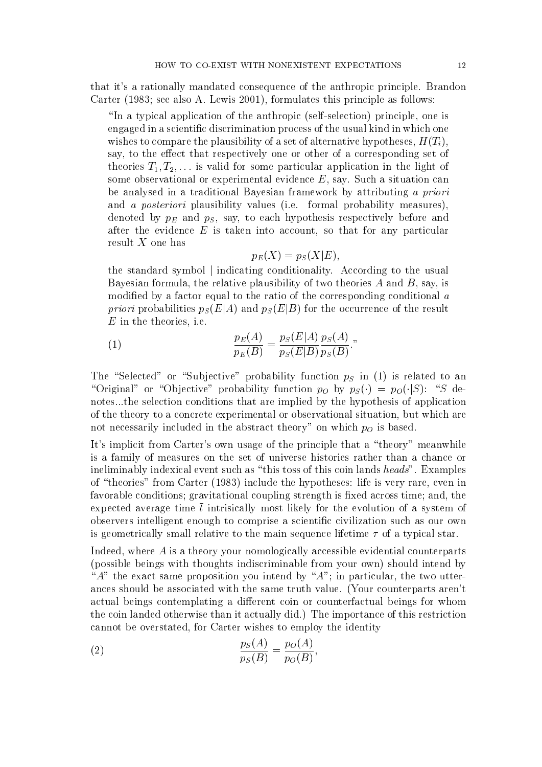that it's a rationally mandated consequence of the anthropic principle. Brandon Carter (1983; see also A. Lewis 2001), formulates this principle as follows:

> "In a typical application of the anthropic (self-selection) principle, one is engaged in a scientific discrimination process of the usual kind in which one wishes to compare the plausibility of a set of alternative hypotheses, $H(T_i)$, say, to the effect that respectively one or other of a corresponding set of theories $T_1, T_2, \ldots$ is valid for some particular application in the light of some observational or experimental evidence $E$, say. Such a situation can be analysed in a traditional Bayesian framework by attributing *a priori* and *a posteriori* plausibility values (i.e. formal probability measures), denoted by $p_E$ and $p_S$, say, to each hypothesis respectively before and after the evidence $E$ is taken into account, so that for any particular result $X$ one has
>
> $$p_E(X) = p_S(X|E),$$
>
> the standard symbol | indicating conditionality. According to the usual Bayesian formula, the relative plausibility of two theories $A$ and $B$, say, is modified by a factor equal to the ratio of the corresponding conditional *a priori* probabilities $p_S(E|A)$ and $p_S(E|B)$ for the occurrence of the result $E$ in the theories, i.e.
>
> $$\frac{p_E(A)}{p_E(B)} = \frac{p_S(E|A)}{p_S(E|B)} \frac{p_S(A)}{p_S(B)}.\text{"} \tag{1}$$

The "Selected" or "Subjective" probability function $p_S$ in (1) is related to an "Original" or "Objective" probability function $p_O$ by $p_S(\cdot) = p_O(\cdot|S)$: "$S$ denotes...the selection conditions that are implied by the hypothesis of application of the theory to a concrete experimental or observational situation, but which are not necessarily included in the abstract theory" on which $p_O$ is based.

It's implicit from Carter's own usage of the principle that a "theory" meanwhile is a family of measures on the set of universe histories rather than a chance or ineliminably indexical event such as "this toss of this coin lands *heads*". Examples of "theories" from Carter (1983) include the hypotheses: life is very rare, even in favorable conditions; gravitational coupling strength is fixed across time; and, the expected average time $\bar{t}$ intrisically most likely for the evolution of a system of observers intelligent enough to comprise a scientific civilization such as our own is geometrically small relative to the main sequence lifetime $\tau$ of a typical star.

Indeed, where $A$ is a theory your nomologically accessible evidential counterparts (possible beings with thoughts indiscriminable from your own) should intend by "$A$" the exact same proposition you intend by "$A$"; in particular, the two utterances should be associated with the same truth value. (Your counterparts aren't actual beings contemplating a different coin or counterfactual beings for whom the coin landed otherwise than it actually did.) The importance of this restriction cannot be overstated, for Carter wishes to employ the identity

$$\frac{p_S(A)}{p_S(B)} = \frac{p_O(A)}{p_O(B)}, \tag{2}$$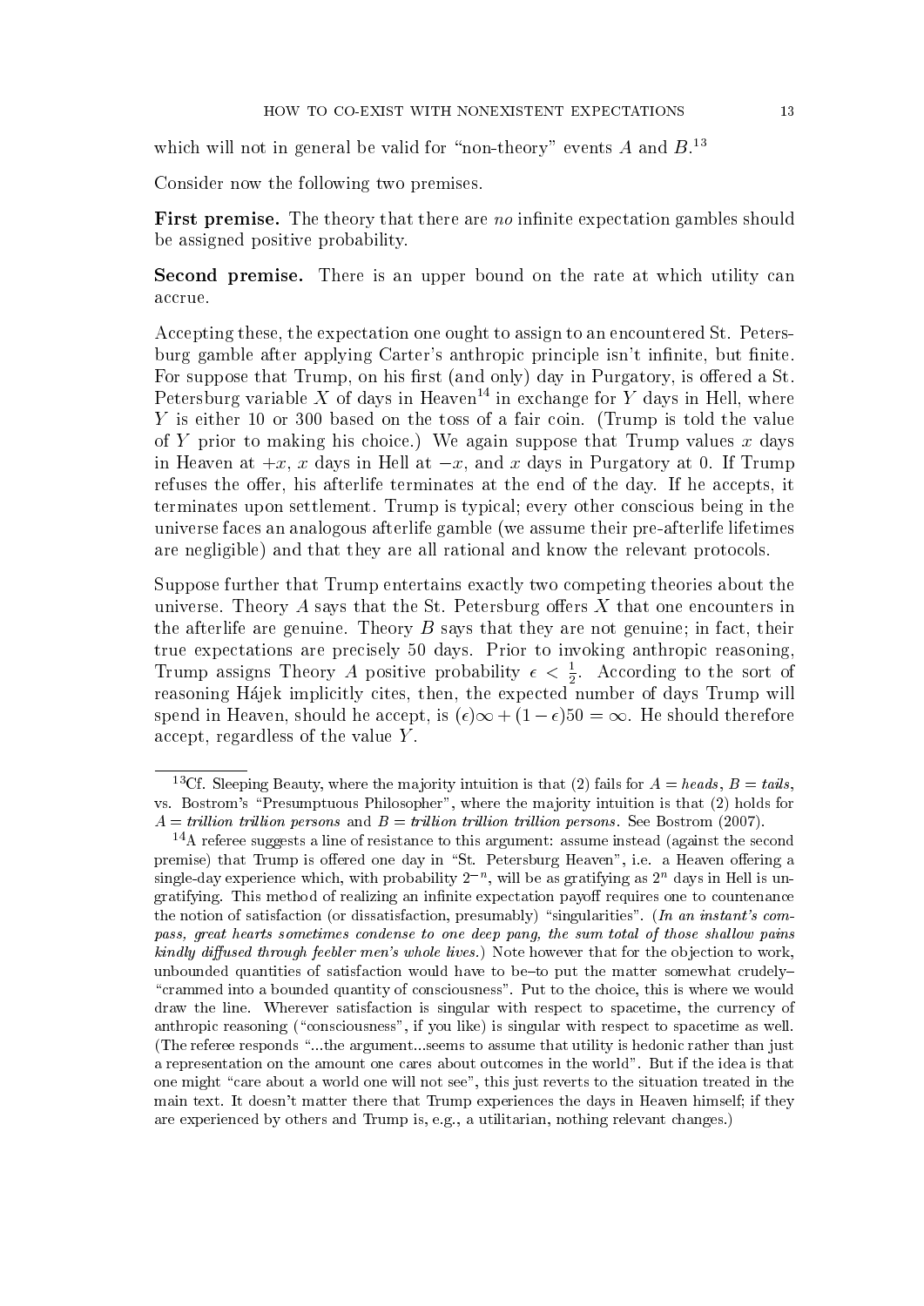which will not in general be valid for "non-theory" events $A$ and $B$.[13]

Consider now the following two premises.

**First premise.** The theory that there are *no* infinite expectation gambles should be assigned positive probability.

**Second premise.** There is an upper bound on the rate at which utility can accrue.

Accepting these, the expectation one ought to assign to an encountered St. Petersburg gamble after applying Carter's anthropic principle isn't infinite, but finite. For suppose that Trump, on his first (and only) day in Purgatory, is offered a St. Petersburg variable $X$ of days in Heaven[14] in exchange for $Y$ days in Hell, where $Y$ is either 10 or 300 based on the toss of a fair coin. (Trump is told the value of $Y$ prior to making his choice.) We again suppose that Trump values $x$ days in Heaven at $+x$, $x$ days in Hell at $-x$, and $x$ days in Purgatory at 0. If Trump refuses the offer, his afterlife terminates at the end of the day. If he accepts, it terminates upon settlement. Trump is typical; every other conscious being in the universe faces an analogous afterlife gamble (we assume their pre-afterlife lifetimes are negligible) and that they are all rational and know the relevant protocols.

Suppose further that Trump entertains exactly two competing theories about the universe. Theory $A$ says that the St. Petersburg offers $X$ that one encounters in the afterlife are genuine. Theory $B$ says that they are not genuine; in fact, their true expectations are precisely 50 days. Prior to invoking anthropic reasoning, Trump assigns Theory $A$ positive probability $\epsilon < \frac{1}{2}$. According to the sort of reasoning Hájek implicitly cites, then, the expected number of days Trump will spend in Heaven, should he accept, is $(\epsilon)\infty + (1-\epsilon)50 = \infty$. He should therefore accept, regardless of the value $Y$.

---

[13]Cf. Sleeping Beauty, where the majority intuition is that (2) fails for $A = $ *heads*, $B = $ *tails*, vs. Bostrom's "Presumptuous Philosopher", where the majority intuition is that (2) holds for $A = $ *trillion trillion persons* and $B = $ *trillion trillion trillion persons*. See Bostrom (2007).

[14]A referee suggests a line of resistance to this argument: assume instead (against the second premise) that Trump is offered one day in "St. Petersburg Heaven", i.e. a Heaven offering a single-day experience which, with probability $2^{-n}$, will be as gratifying as $2^n$ days in Hell is ungratifying. This method of realizing an infinite expectation payoff requires one to countenance the notion of satisfaction (or dissatisfaction, presumably) "singularities". (*In an instant's compass, great hearts sometimes condense to one deep pang, the sum total of those shallow pains kindly diffused through feebler men's whole lives.*) Note however that for the objection to work, unbounded quantities of satisfaction would have to be–to put the matter somewhat crudely–"crammed into a bounded quantity of consciousness". Put to the choice, this is where we would draw the line. Wherever satisfaction is singular with respect to spacetime, the currency of anthropic reasoning ("consciousness", if you like) is singular with respect to spacetime as well. (The referee responds "...the argument...seems to assume that utility is hedonic rather than just a representation on the amount one cares about outcomes in the world". But if the idea is that one might "care about a world one will not see", this just reverts to the situation treated in the main text. It doesn't matter there that Trump experiences the days in Heaven himself; if they are experienced by others and Trump is, e.g., a utilitarian, nothing relevant changes.)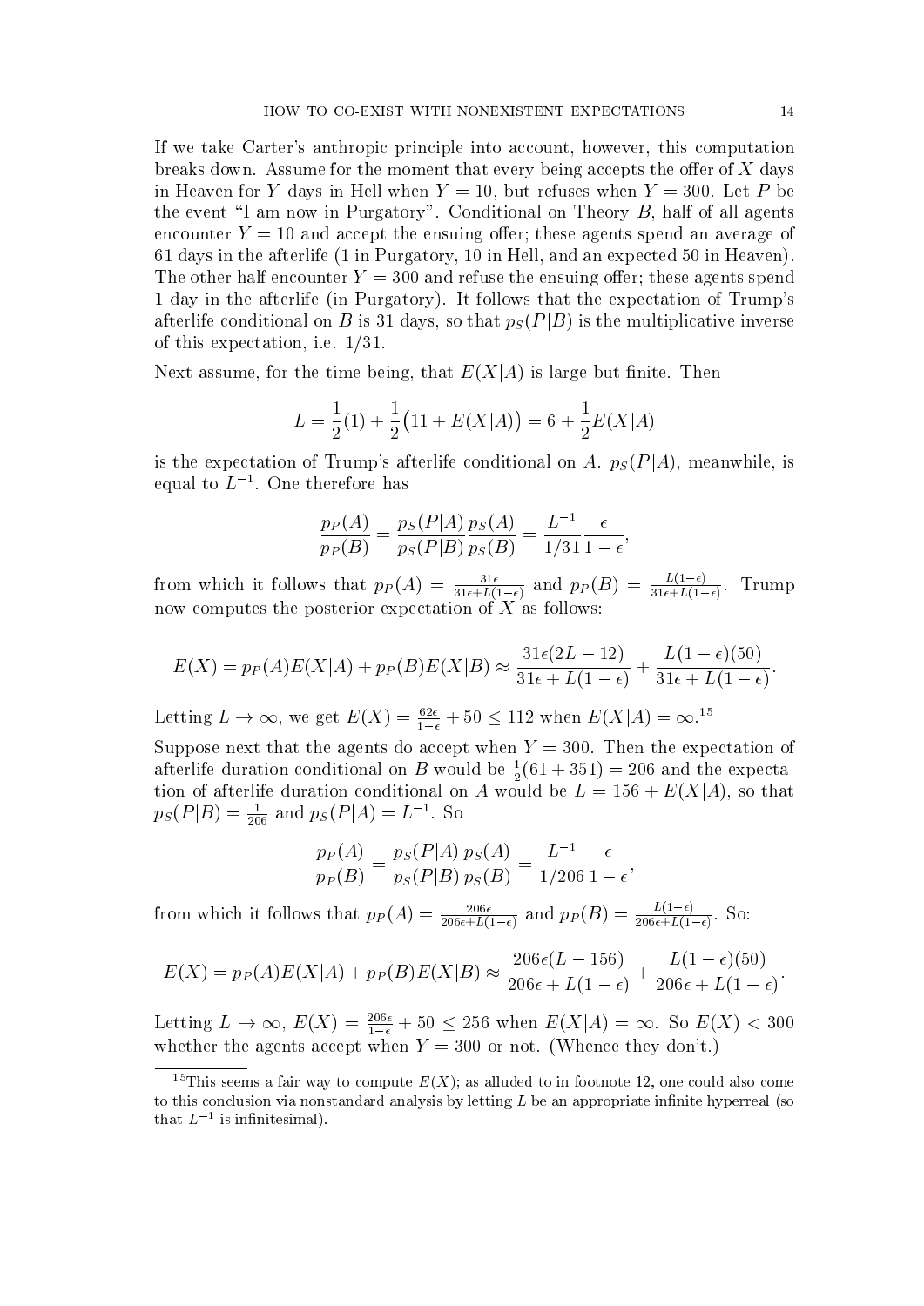If we take Carter's anthropic principle into account, however, this computation breaks down. Assume for the moment that every being accepts the offer of $X$ days in Heaven for $Y$ days in Hell when $Y = 10$, but refuses when $Y = 300$. Let $P$ be the event "I am now in Purgatory". Conditional on Theory $B$, half of all agents encounter $Y = 10$ and accept the ensuing offer; these agents spend an average of 61 days in the afterlife (1 in Purgatory, 10 in Hell, and an expected 50 in Heaven). The other half encounter $Y = 300$ and refuse the ensuing offer; these agents spend 1 day in the afterlife (in Purgatory). It follows that the expectation of Trump's afterlife conditional on $B$ is 31 days, so that $p_S(P|B)$ is the multiplicative inverse of this expectation, i.e. $1/31$.

Next assume, for the time being, that $E(X|A)$ is large but finite. Then

$$L = \frac{1}{2}(1) + \frac{1}{2}\big(11 + E(X|A)\big) = 6 + \frac{1}{2}E(X|A)$$

is the expectation of Trump's afterlife conditional on $A$. $p_S(P|A)$, meanwhile, is equal to $L^{-1}$. One therefore has

$$\frac{p_P(A)}{p_P(B)} = \frac{p_S(P|A)\, p_S(A)}{p_S(P|B)\, p_S(B)} = \frac{L^{-1}}{1/31}\frac{\epsilon}{1-\epsilon},$$

from which it follows that $p_P(A) = \frac{31\epsilon}{31\epsilon + L(1-\epsilon)}$ and $p_P(B) = \frac{L(1-\epsilon)}{31\epsilon+L(1-\epsilon)}$. Trump now computes the posterior expectation of $X$ as follows:

$$E(X) = p_P(A)E(X|A) + p_P(B)E(X|B) \approx \frac{31\epsilon(2L-12)}{31\epsilon + L(1-\epsilon)} + \frac{L(1-\epsilon)(50)}{31\epsilon + L(1-\epsilon)}.$$

Letting $L \to \infty$, we get $E(X) = \frac{62\epsilon}{1-\epsilon} + 50 \leq 112$ when $E(X|A) = \infty$.[15]

Suppose next that the agents do accept when $Y = 300$. Then the expectation of afterlife duration conditional on $B$ would be $\frac{1}{2}(61 + 351) = 206$ and the expectation of afterlife duration conditional on $A$ would be $L = 156 + E(X|A)$, so that $p_S(P|B) = \frac{1}{206}$ and $p_S(P|A) = L^{-1}$. So

$$\frac{p_P(A)}{p_P(B)} = \frac{p_S(P|A)\, p_S(A)}{p_S(P|B)\, p_S(B)} = \frac{L^{-1}}{1/206}\frac{\epsilon}{1-\epsilon},$$

from which it follows that $p_P(A) = \frac{206\epsilon}{206\epsilon+L(1-\epsilon)}$ and $p_P(B) = \frac{L(1-\epsilon)}{206\epsilon+L(1-\epsilon)}$. So:

$$E(X) = p_P(A)E(X|A) + p_P(B)E(X|B) \approx \frac{206\epsilon(L-156)}{206\epsilon + L(1-\epsilon)} + \frac{L(1-\epsilon)(50)}{206\epsilon + L(1-\epsilon)}.$$

Letting $L \to \infty$, $E(X) = \frac{206\epsilon}{1-\epsilon} + 50 \leq 256$ when $E(X|A) = \infty$. So $E(X) < 300$ whether the agents accept when $Y = 300$ or not. (Whence they don't.)

[15] This seems a fair way to compute $E(X)$; as alluded to in footnote 12, one could also come to this conclusion via nonstandard analysis by letting $L$ be an appropriate infinite hyperreal (so that $L^{-1}$ is infinitesimal).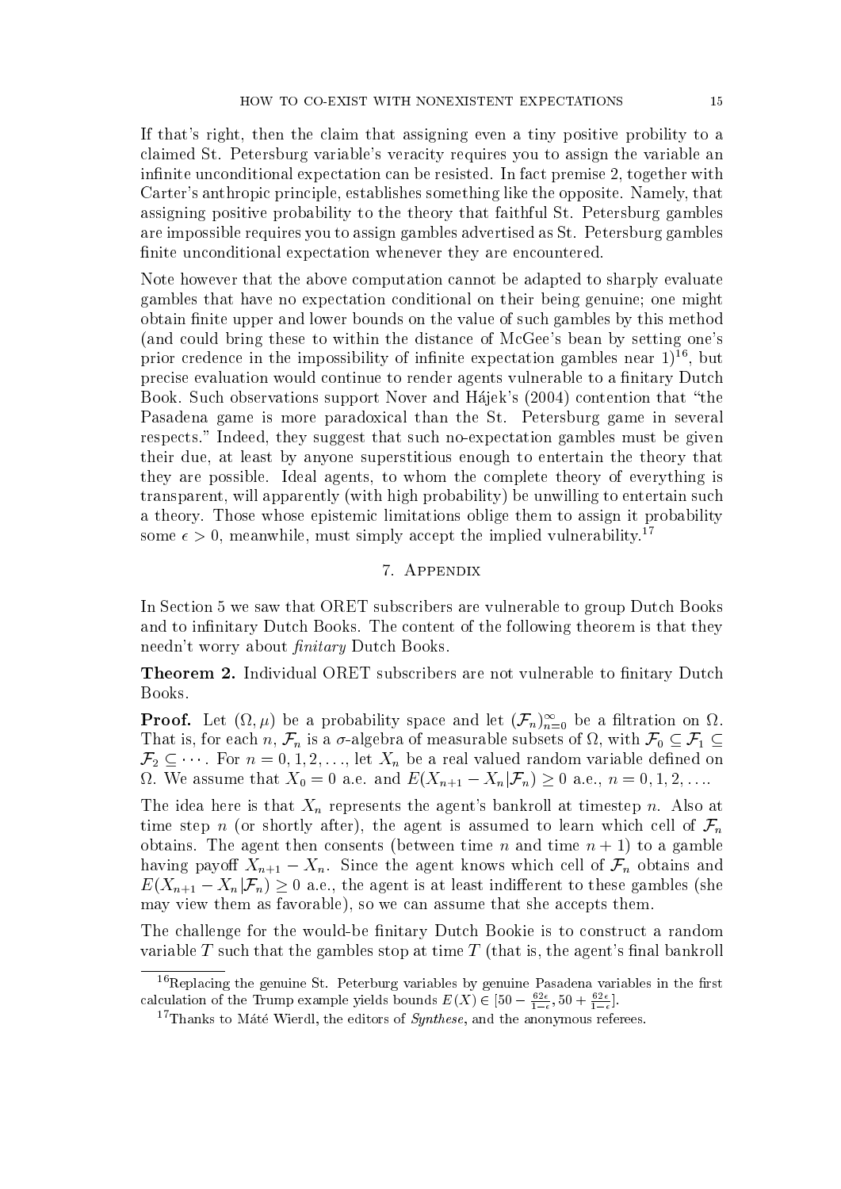If that's right, then the claim that assigning even a tiny positive probility to a claimed St. Petersburg variable's veracity requires you to assign the variable an infinite unconditional expectation can be resisted. In fact premise 2, together with Carter's anthropic principle, establishes something like the opposite. Namely, that assigning positive probability to the theory that faithful St. Petersburg gambles are impossible requires you to assign gambles advertised as St. Petersburg gambles finite unconditional expectation whenever they are encountered.

Note however that the above computation cannot be adapted to sharply evaluate gambles that have no expectation conditional on their being genuine; one might obtain finite upper and lower bounds on the value of such gambles by this method (and could bring these to within the distance of McGee's bean by setting one's prior credence in the impossibility of infinite expectation gambles near 1)[16], but precise evaluation would continue to render agents vulnerable to a finitary Dutch Book. Such observations support Nover and Hájek's (2004) contention that "the Pasadena game is more paradoxical than the St. Petersburg game in several respects." Indeed, they suggest that such no-expectation gambles must be given their due, at least by anyone superstitious enough to entertain the theory that they are possible. Ideal agents, to whom the complete theory of everything is transparent, will apparently (with high probability) be unwilling to entertain such a theory. Those whose epistemic limitations oblige them to assign it probability some $\epsilon > 0$, meanwhile, must simply accept the implied vulnerability.[17]

## 7. Appendix

In Section 5 we saw that ORET subscribers are vulnerable to group Dutch Books and to infinitary Dutch Books. The content of the following theorem is that they needn't worry about *finitary* Dutch Books.

**Theorem 2.** Individual ORET subscribers are not vulnerable to finitary Dutch Books.

**Proof.** Let $(\Omega, \mu)$ be a probability space and let $(\mathcal{F}_n)_{n=0}^{\infty}$ be a filtration on $\Omega$. That is, for each $n$, $\mathcal{F}_n$ is a $\sigma$-algebra of measurable subsets of $\Omega$, with $\mathcal{F}_0 \subseteq \mathcal{F}_1 \subseteq \mathcal{F}_2 \subseteq \cdots$. For $n = 0, 1, 2, \ldots$, let $X_n$ be a real valued random variable defined on $\Omega$. We assume that $X_0 = 0$ a.e. and $E(X_{n+1} - X_n | \mathcal{F}_n) \geq 0$ a.e., $n = 0, 1, 2, \ldots$.

The idea here is that $X_n$ represents the agent's bankroll at timestep $n$. Also at time step $n$ (or shortly after), the agent is assumed to learn which cell of $\mathcal{F}_n$ obtains. The agent then consents (between time $n$ and time $n+1$) to a gamble having payoff $X_{n+1} - X_n$. Since the agent knows which cell of $\mathcal{F}_n$ obtains and $E(X_{n+1} - X_n | \mathcal{F}_n) \geq 0$ a.e., the agent is at least indifferent to these gambles (she may view them as favorable), so we can assume that she accepts them.

The challenge for the would-be finitary Dutch Bookie is to construct a random variable $T$ such that the gambles stop at time $T$ (that is, the agent's final bankroll

[16] Replacing the genuine St. Peterburg variables by genuine Pasadena variables in the first calculation of the Trump example yields bounds $E(X) \in [50 - \frac{62\epsilon}{1-\epsilon}, 50 + \frac{62\epsilon}{1-\epsilon}]$.

[17] Thanks to Máté Wierdl, the editors of *Synthese*, and the anonymous referees.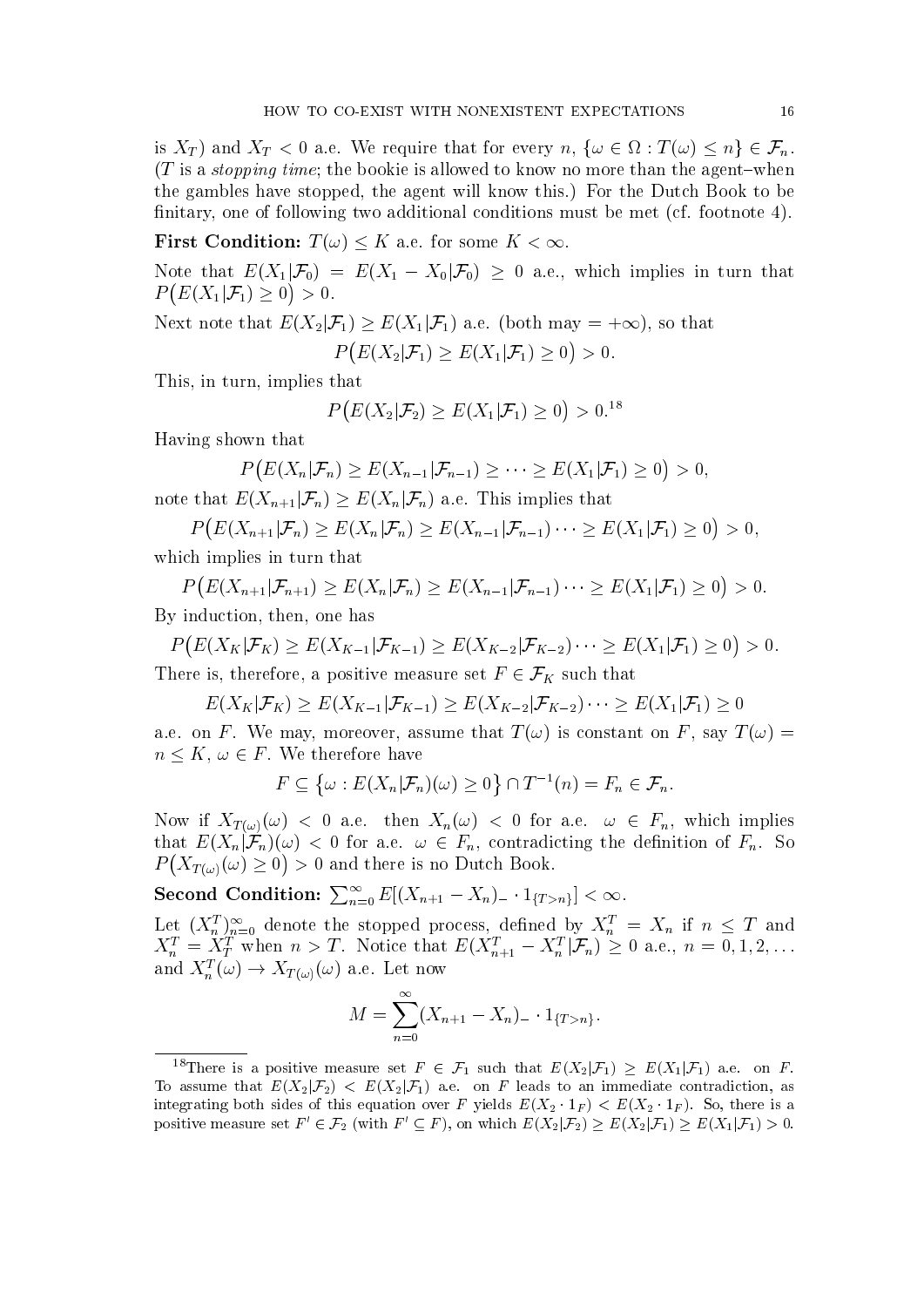is $X_T$) and $X_T < 0$ a.e. We require that for every $n$, $\{\omega \in \Omega : T(\omega) \le n\} \in \mathcal{F}_n$. ($T$ is a *stopping time*; the bookie is allowed to know no more than the agent–when the gambles have stopped, the agent will know this.) For the Dutch Book to be finitary, one of following two additional conditions must be met (cf. footnote 4).

**First Condition:** $T(\omega) \le K$ a.e. for some $K < \infty$.

Note that $E(X_1|\mathcal{F}_0) = E(X_1 - X_0|\mathcal{F}_0) \ge 0$ a.e., which implies in turn that $P\big(E(X_1|\mathcal{F}_1) \ge 0\big) > 0$.

Next note that $E(X_2|\mathcal{F}_1) \ge E(X_1|\mathcal{F}_1)$ a.e. (both may $= +\infty$), so that

$$P\big(E(X_2|\mathcal{F}_1) \ge E(X_1|\mathcal{F}_1) \ge 0\big) > 0.$$

This, in turn, implies that

$$P\big(E(X_2|\mathcal{F}_2) \ge E(X_1|\mathcal{F}_1) \ge 0\big) > 0.^{18}$$

Having shown that

$$P\big(E(X_n|\mathcal{F}_n) \ge E(X_{n-1}|\mathcal{F}_{n-1}) \ge \cdots \ge E(X_1|\mathcal{F}_1) \ge 0\big) > 0,$$

note that $E(X_{n+1}|\mathcal{F}_n) \ge E(X_n|\mathcal{F}_n)$ a.e. This implies that

$$P\big(E(X_{n+1}|\mathcal{F}_n) \ge E(X_n|\mathcal{F}_n) \ge E(X_{n-1}|\mathcal{F}_{n-1}) \cdots \ge E(X_1|\mathcal{F}_1) \ge 0\big) > 0,$$

which implies in turn that

$$P\big(E(X_{n+1}|\mathcal{F}_{n+1}) \ge E(X_n|\mathcal{F}_n) \ge E(X_{n-1}|\mathcal{F}_{n-1}) \cdots \ge E(X_1|\mathcal{F}_1) \ge 0\big) > 0.$$

By induction, then, one has

$$P\big(E(X_K|\mathcal{F}_K) \ge E(X_{K-1}|\mathcal{F}_{K-1}) \ge E(X_{K-2}|\mathcal{F}_{K-2}) \cdots \ge E(X_1|\mathcal{F}_1) \ge 0\big) > 0.$$

There is, therefore, a positive measure set $F \in \mathcal{F}_K$ such that

$$E(X_K|\mathcal{F}_K) \ge E(X_{K-1}|\mathcal{F}_{K-1}) \ge E(X_{K-2}|\mathcal{F}_{K-2}) \cdots \ge E(X_1|\mathcal{F}_1) \ge 0$$

a.e. on $F$. We may, moreover, assume that $T(\omega)$ is constant on $F$, say $T(\omega) = n \le K$, $\omega \in F$. We therefore have

$$F \subseteq \big\{\omega : E(X_n|\mathcal{F}_n)(\omega) \ge 0\big\} \cap T^{-1}(n) = F_n \in \mathcal{F}_n.$$

Now if $X_{T(\omega)}(\omega) < 0$ a.e. then $X_n(\omega) < 0$ for a.e. $\omega \in F_n$, which implies that $E(X_n|\mathcal{F}_n)(\omega) < 0$ for a.e. $\omega \in F_n$, contradicting the definition of $F_n$. So $P\big(X_{T(\omega)}(\omega) \ge 0\big) > 0$ and there is no Dutch Book.

**Second Condition:** $\sum_{n=0}^{\infty} E[(X_{n+1} - X_n)_- \cdot 1_{\{T>n\}}] < \infty$.

Let $(X_n^T)_{n=0}^{\infty}$ denote the stopped process, defined by $X_n^T = X_n$ if $n \le T$ and $X_n^T = X_T^T$ when $n > T$. Notice that $E(X_{n+1}^T - X_n^T|\mathcal{F}_n) \ge 0$ a.e., $n = 0, 1, 2, \ldots$ and $X_n^T(\omega) \to X_{T(\omega)}(\omega)$ a.e. Let now

$$M = \sum_{n=0}^{\infty} (X_{n+1} - X_n)_- \cdot 1_{\{T>n\}}.$$

---

[18] There is a positive measure set $F \in \mathcal{F}_1$ such that $E(X_2|\mathcal{F}_1) \ge E(X_1|\mathcal{F}_1)$ a.e. on $F$. To assume that $E(X_2|\mathcal{F}_2) < E(X_2|\mathcal{F}_1)$ a.e. on $F$ leads to an immediate contradiction, as integrating both sides of this equation over $F$ yields $E(X_2 \cdot 1_F) < E(X_2 \cdot 1_F)$. So, there is a positive measure set $F' \in \mathcal{F}_2$ (with $F' \subseteq F$), on which $E(X_2|\mathcal{F}_2) \ge E(X_2|\mathcal{F}_1) \ge E(X_1|\mathcal{F}_1) > 0$.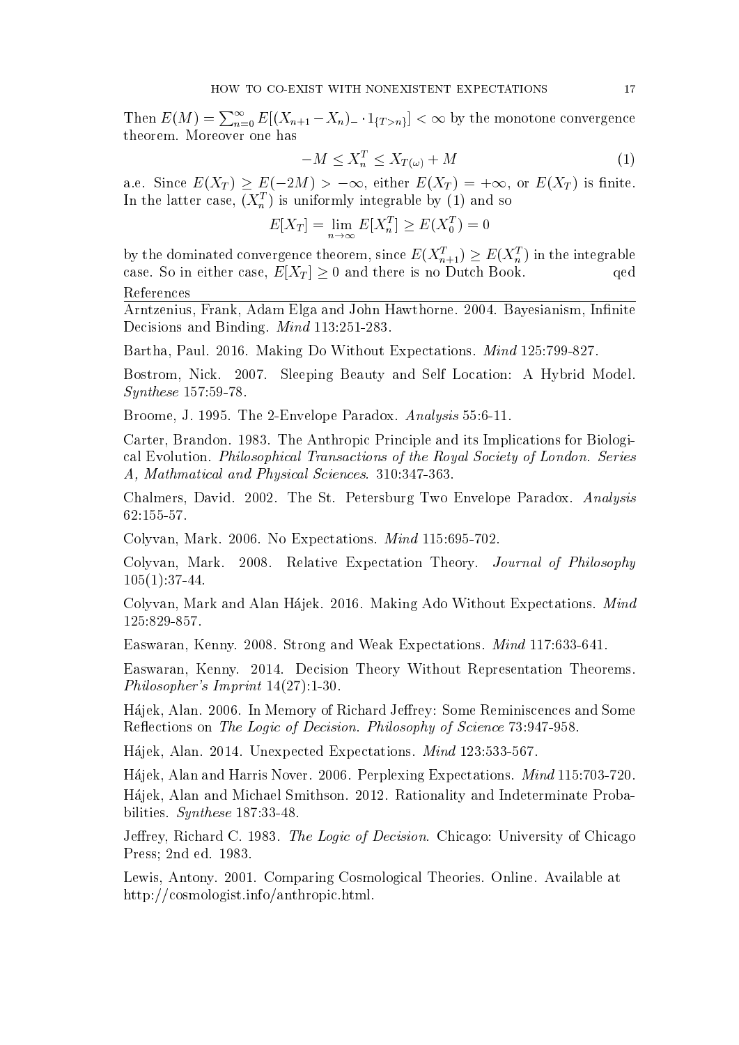Then $E(M) = \sum_{n=0}^{\infty} E[(X_{n+1} - X_n)_- \cdot 1_{\{T>n\}}] < \infty$ by the monotone convergence theorem. Moreover one has

$$-M \leq X_n^T \leq X_{T(\omega)} + M \tag{1}$$

a.e. Since $E(X_T) \geq E(-2M) > -\infty$, either $E(X_T) = +\infty$, or $E(X_T)$ is finite. In the latter case, $(X_n^T)$ is uniformly integrable by (1) and so

$$E[X_T] = \lim_{n\to\infty} E[X_n^T] \geq E(X_0^T) = 0$$

by the dominated convergence theorem, since $E(X_{n+1}^T) \geq E(X_n^T)$ in the integrable case. So in either case, $E[X_T] \geq 0$ and there is no Dutch Book. qed

## References

Arntzenius, Frank, Adam Elga and John Hawthorne. 2004. Bayesianism, Infinite Decisions and Binding. *Mind* 113:251-283.

Bartha, Paul. 2016. Making Do Without Expectations. *Mind* 125:799-827.

Bostrom, Nick. 2007. Sleeping Beauty and Self Location: A Hybrid Model. *Synthese* 157:59-78.

Broome, J. 1995. The 2-Envelope Paradox. *Analysis* 55:6-11.

Carter, Brandon. 1983. The Anthropic Principle and its Implications for Biological Evolution. *Philosophical Transactions of the Royal Society of London. Series A, Mathmatical and Physical Sciences*. 310:347-363.

Chalmers, David. 2002. The St. Petersburg Two Envelope Paradox. *Analysis* 62:155-57.

Colyvan, Mark. 2006. No Expectations. *Mind* 115:695-702.

Colyvan, Mark. 2008. Relative Expectation Theory. *Journal of Philosophy* 105(1):37-44.

Colyvan, Mark and Alan Hájek. 2016. Making Ado Without Expectations. *Mind* 125:829-857.

Easwaran, Kenny. 2008. Strong and Weak Expectations. *Mind* 117:633-641.

Easwaran, Kenny. 2014. Decision Theory Without Representation Theorems. *Philosopher's Imprint* 14(27):1-30.

Hájek, Alan. 2006. In Memory of Richard Jeffrey: Some Reminiscences and Some Reflections on *The Logic of Decision*. *Philosophy of Science* 73:947-958.

Hájek, Alan. 2014. Unexpected Expectations. *Mind* 123:533-567.

Hájek, Alan and Harris Nover. 2006. Perplexing Expectations. *Mind* 115:703-720.

Hájek, Alan and Michael Smithson. 2012. Rationality and Indeterminate Probabilities. *Synthese* 187:33-48.

Jeffrey, Richard C. 1983. *The Logic of Decision*. Chicago: University of Chicago Press; 2nd ed. 1983.

Lewis, Antony. 2001. Comparing Cosmological Theories. Online. Available at http://cosmologist.info/anthropic.html.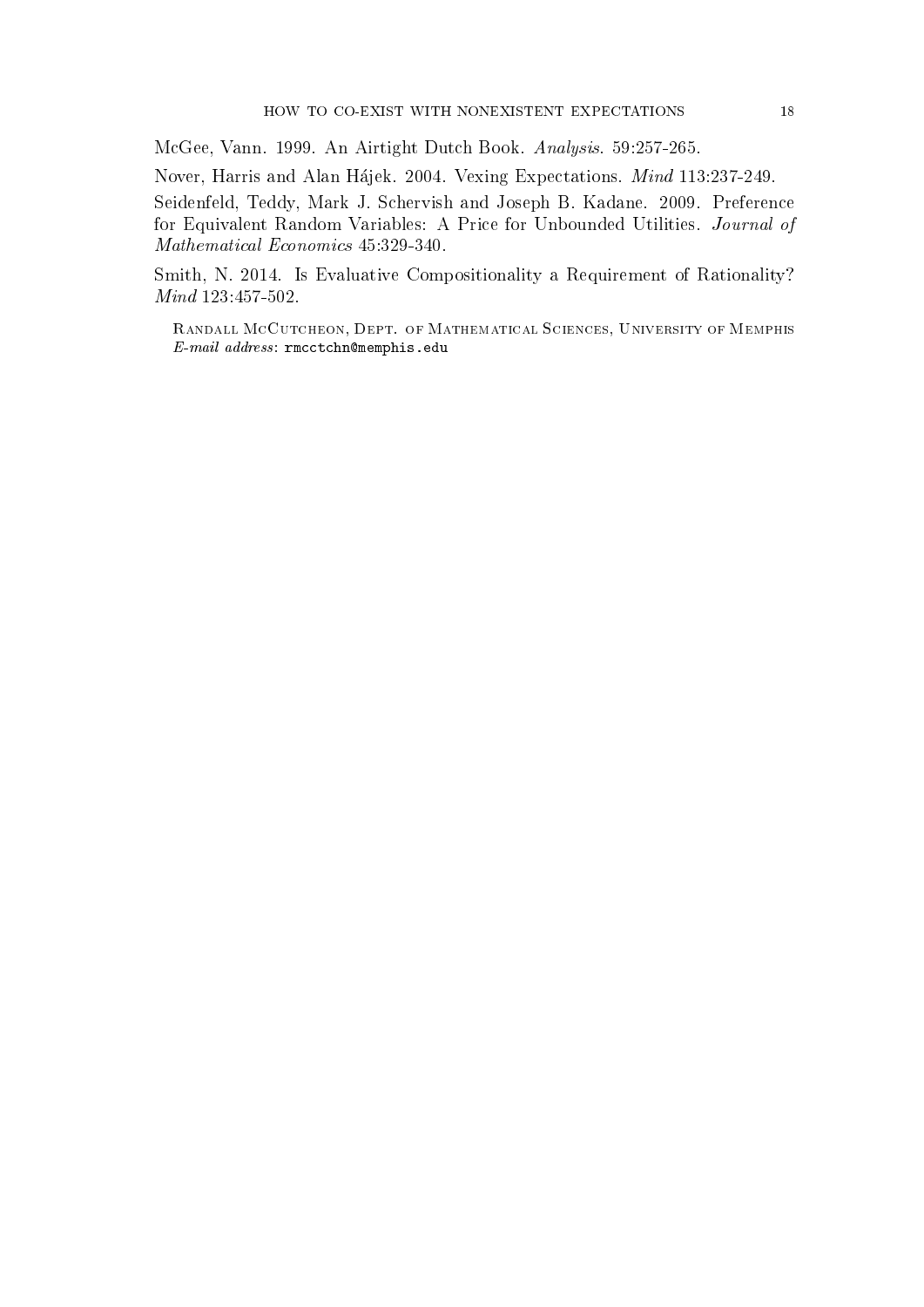McGee, Vann. 1999. An Airtight Dutch Book. *Analysis*. 59:257-265.

Nover, Harris and Alan Hájek. 2004. Vexing Expectations. *Mind* 113:237-249.

Seidenfeld, Teddy, Mark J. Schervish and Joseph B. Kadane. 2009. Preference for Equivalent Random Variables: A Price for Unbounded Utilities. *Journal of Mathematical Economics* 45:329-340.

Smith, N. 2014. Is Evaluative Compositionality a Requirement of Rationality? *Mind* 123:457-502.

Randall McCutcheon, Dept. of Mathematical Sciences, University of Memphis
*E-mail address*: rmcctchn@memphis.edu